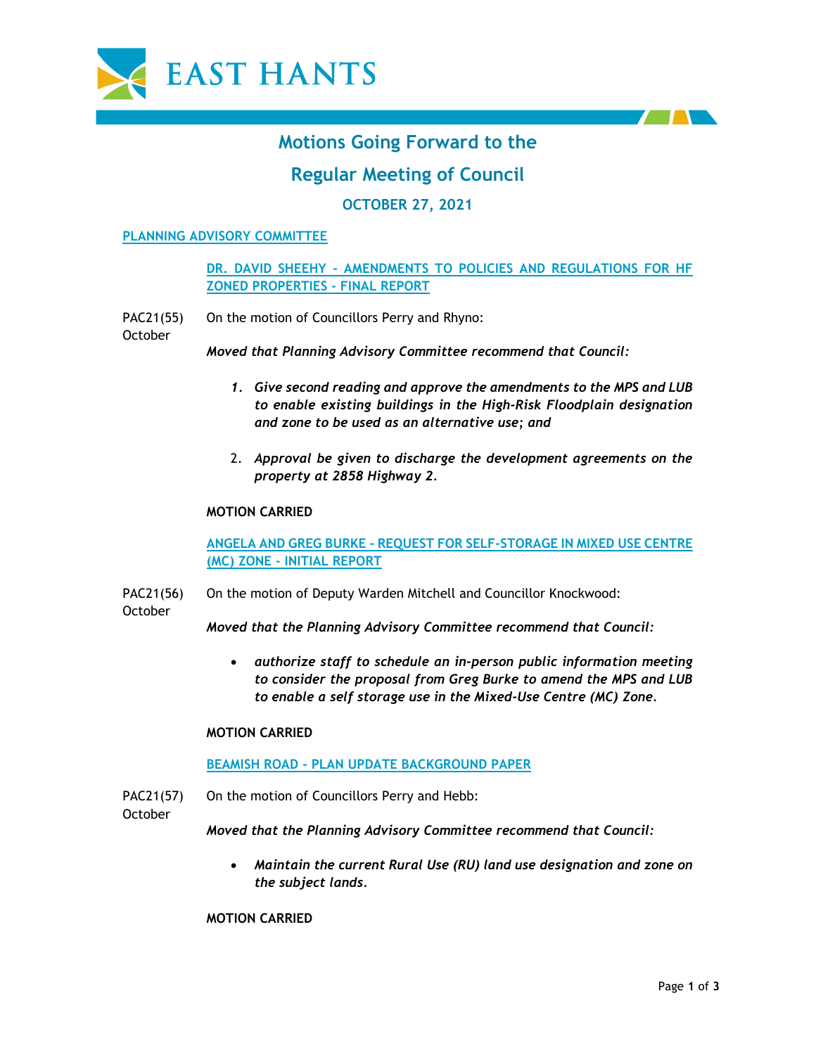EAST HANTS

# Motions Going Forward to the

# Regular Meeting of Council

## OCTOBER 27, 2021

**PLANNING ADVISORY COMMITTEE**

**DR. DAVID SHEEHY - AMENDMENTS TO POLICIES AND REGULATIONS FOR HF ZONED PROPERTIES - FINAL REPORT**

PAC21(55) October

On the motion of Councillors Perry and Rhyno:

***Moved that Planning Advisory Committee recommend that Council:***

1. ***Give second reading and approve the amendments to the MPS and LUB to enable existing buildings in the High-Risk Floodplain designation and zone to be used as an alternative use; and***
2. ***Approval be given to discharge the development agreements on the property at 2858 Highway 2.***

**MOTION CARRIED**

**ANGELA AND GREG BURKE - REQUEST FOR SELF-STORAGE IN MIXED USE CENTRE (MC) ZONE - INITIAL REPORT**

PAC21(56) October

On the motion of Deputy Warden Mitchell and Councillor Knockwood:

***Moved that the Planning Advisory Committee recommend that Council:***

- ***authorize staff to schedule an in-person public information meeting to consider the proposal from Greg Burke to amend the MPS and LUB to enable a self storage use in the Mixed-Use Centre (MC) Zone.***

**MOTION CARRIED**

**BEAMISH ROAD - PLAN UPDATE BACKGROUND PAPER**

PAC21(57) October

On the motion of Councillors Perry and Hebb:

***Moved that the Planning Advisory Committee recommend that Council:***

- ***Maintain the current Rural Use (RU) land use designation and zone on the subject lands.***

**MOTION CARRIED**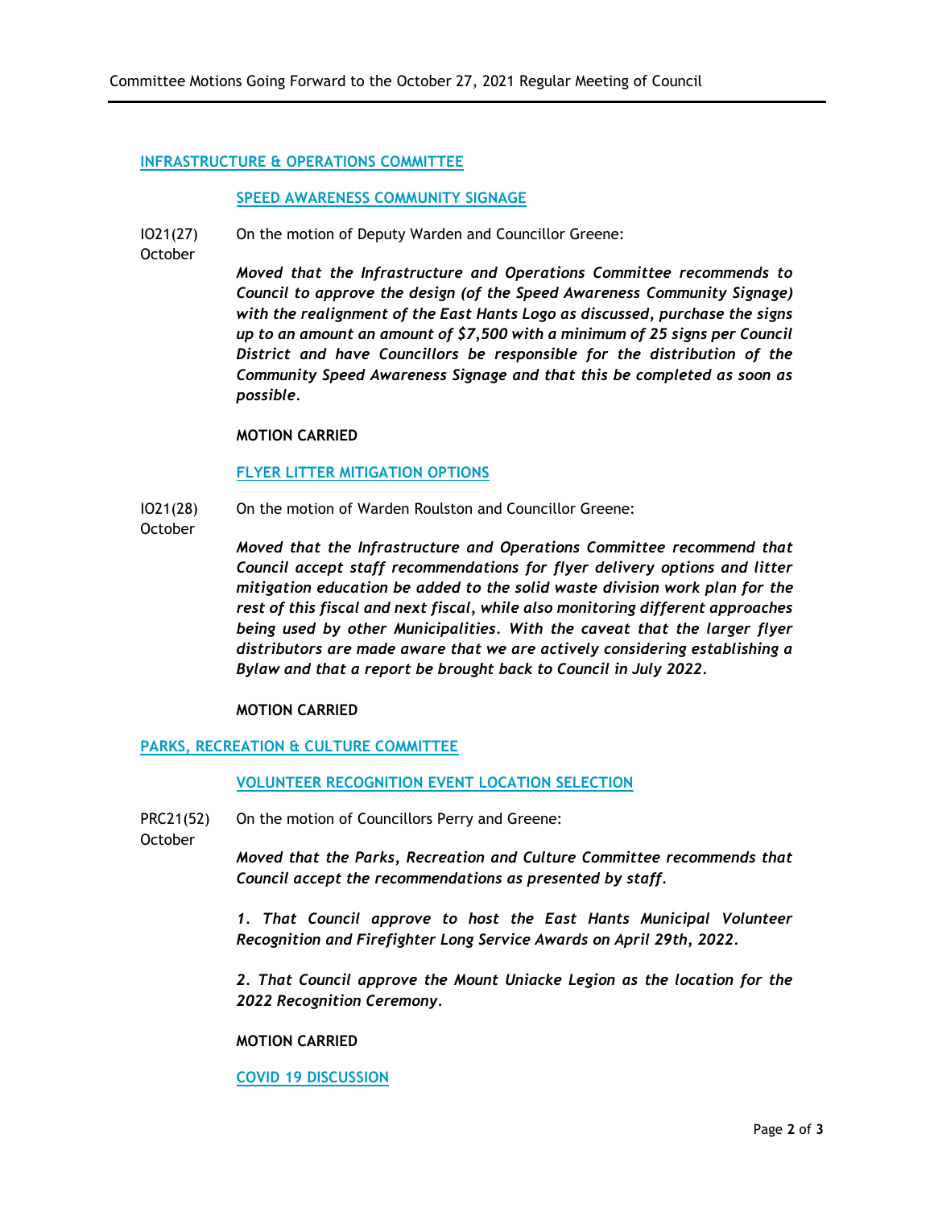## INFRASTRUCTURE & OPERATIONS COMMITTEE

### SPEED AWARENESS COMMUNITY SIGNAGE

IO21(27) October

On the motion of Deputy Warden and Councillor Greene:

***Moved that the Infrastructure and Operations Committee recommends to Council to approve the design (of the Speed Awareness Community Signage) with the realignment of the East Hants Logo as discussed, purchase the signs up to an amount an amount of $7,500 with a minimum of 25 signs per Council District and have Councillors be responsible for the distribution of the Community Speed Awareness Signage and that this be completed as soon as possible.***

**MOTION CARRIED**

### FLYER LITTER MITIGATION OPTIONS

IO21(28) October

On the motion of Warden Roulston and Councillor Greene:

***Moved that the Infrastructure and Operations Committee recommend that Council accept staff recommendations for flyer delivery options and litter mitigation education be added to the solid waste division work plan for the rest of this fiscal and next fiscal, while also monitoring different approaches being used by other Municipalities. With the caveat that the larger flyer distributors are made aware that we are actively considering establishing a Bylaw and that a report be brought back to Council in July 2022.***

**MOTION CARRIED**

## PARKS, RECREATION & CULTURE COMMITTEE

### VOLUNTEER RECOGNITION EVENT LOCATION SELECTION

PRC21(52) October

On the motion of Councillors Perry and Greene:

***Moved that the Parks, Recreation and Culture Committee recommends that Council accept the recommendations as presented by staff.***

***1. That Council approve to host the East Hants Municipal Volunteer Recognition and Firefighter Long Service Awards on April 29th, 2022.***

***2. That Council approve the Mount Uniacke Legion as the location for the 2022 Recognition Ceremony.***

**MOTION CARRIED**

### COVID 19 DISCUSSION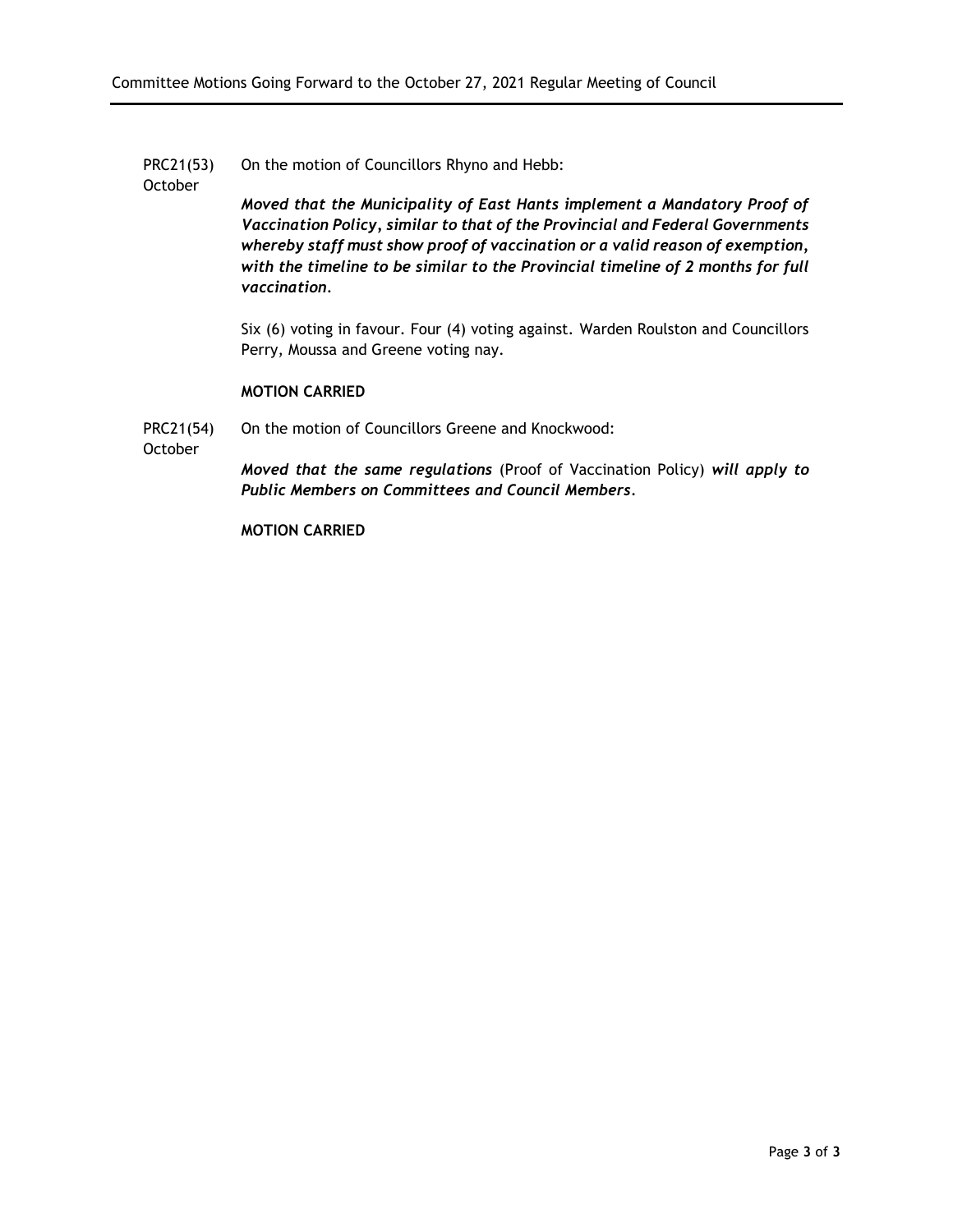PRC21(53) October

On the motion of Councillors Rhyno and Hebb:

***Moved that the Municipality of East Hants implement a Mandatory Proof of Vaccination Policy, similar to that of the Provincial and Federal Governments whereby staff must show proof of vaccination or a valid reason of exemption, with the timeline to be similar to the Provincial timeline of 2 months for full vaccination.***

Six (6) voting in favour. Four (4) voting against. Warden Roulston and Councillors Perry, Moussa and Greene voting nay.

**MOTION CARRIED**

PRC21(54) October

On the motion of Councillors Greene and Knockwood:

***Moved that the same regulations*** (Proof of Vaccination Policy) ***will apply to Public Members on Committees and Council Members.***

**MOTION CARRIED**